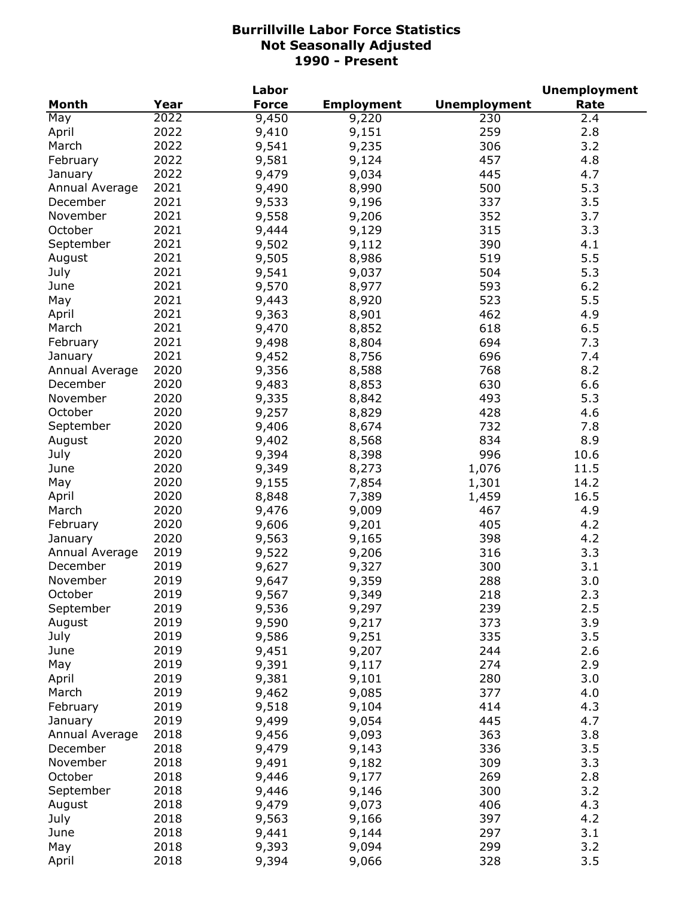# Burrillville Labor Force Statistics
## Not Seasonally Adjusted
## 1990 - Present

| Month | Year | Labor Force | Employment | Unemployment | Unemployment Rate |
|---|---|---|---|---|---|
| May | 2022 | 9,450 | 9,220 | 230 | 2.4 |
| April | 2022 | 9,410 | 9,151 | 259 | 2.8 |
| March | 2022 | 9,541 | 9,235 | 306 | 3.2 |
| February | 2022 | 9,581 | 9,124 | 457 | 4.8 |
| January | 2022 | 9,479 | 9,034 | 445 | 4.7 |
| Annual Average | 2021 | 9,490 | 8,990 | 500 | 5.3 |
| December | 2021 | 9,533 | 9,196 | 337 | 3.5 |
| November | 2021 | 9,558 | 9,206 | 352 | 3.7 |
| October | 2021 | 9,444 | 9,129 | 315 | 3.3 |
| September | 2021 | 9,502 | 9,112 | 390 | 4.1 |
| August | 2021 | 9,505 | 8,986 | 519 | 5.5 |
| July | 2021 | 9,541 | 9,037 | 504 | 5.3 |
| June | 2021 | 9,570 | 8,977 | 593 | 6.2 |
| May | 2021 | 9,443 | 8,920 | 523 | 5.5 |
| April | 2021 | 9,363 | 8,901 | 462 | 4.9 |
| March | 2021 | 9,470 | 8,852 | 618 | 6.5 |
| February | 2021 | 9,498 | 8,804 | 694 | 7.3 |
| January | 2021 | 9,452 | 8,756 | 696 | 7.4 |
| Annual Average | 2020 | 9,356 | 8,588 | 768 | 8.2 |
| December | 2020 | 9,483 | 8,853 | 630 | 6.6 |
| November | 2020 | 9,335 | 8,842 | 493 | 5.3 |
| October | 2020 | 9,257 | 8,829 | 428 | 4.6 |
| September | 2020 | 9,406 | 8,674 | 732 | 7.8 |
| August | 2020 | 9,402 | 8,568 | 834 | 8.9 |
| July | 2020 | 9,394 | 8,398 | 996 | 10.6 |
| June | 2020 | 9,349 | 8,273 | 1,076 | 11.5 |
| May | 2020 | 9,155 | 7,854 | 1,301 | 14.2 |
| April | 2020 | 8,848 | 7,389 | 1,459 | 16.5 |
| March | 2020 | 9,476 | 9,009 | 467 | 4.9 |
| February | 2020 | 9,606 | 9,201 | 405 | 4.2 |
| January | 2020 | 9,563 | 9,165 | 398 | 4.2 |
| Annual Average | 2019 | 9,522 | 9,206 | 316 | 3.3 |
| December | 2019 | 9,627 | 9,327 | 300 | 3.1 |
| November | 2019 | 9,647 | 9,359 | 288 | 3.0 |
| October | 2019 | 9,567 | 9,349 | 218 | 2.3 |
| September | 2019 | 9,536 | 9,297 | 239 | 2.5 |
| August | 2019 | 9,590 | 9,217 | 373 | 3.9 |
| July | 2019 | 9,586 | 9,251 | 335 | 3.5 |
| June | 2019 | 9,451 | 9,207 | 244 | 2.6 |
| May | 2019 | 9,391 | 9,117 | 274 | 2.9 |
| April | 2019 | 9,381 | 9,101 | 280 | 3.0 |
| March | 2019 | 9,462 | 9,085 | 377 | 4.0 |
| February | 2019 | 9,518 | 9,104 | 414 | 4.3 |
| January | 2019 | 9,499 | 9,054 | 445 | 4.7 |
| Annual Average | 2018 | 9,456 | 9,093 | 363 | 3.8 |
| December | 2018 | 9,479 | 9,143 | 336 | 3.5 |
| November | 2018 | 9,491 | 9,182 | 309 | 3.3 |
| October | 2018 | 9,446 | 9,177 | 269 | 2.8 |
| September | 2018 | 9,446 | 9,146 | 300 | 3.2 |
| August | 2018 | 9,479 | 9,073 | 406 | 4.3 |
| July | 2018 | 9,563 | 9,166 | 397 | 4.2 |
| June | 2018 | 9,441 | 9,144 | 297 | 3.1 |
| May | 2018 | 9,393 | 9,094 | 299 | 3.2 |
| April | 2018 | 9,394 | 9,066 | 328 | 3.5 |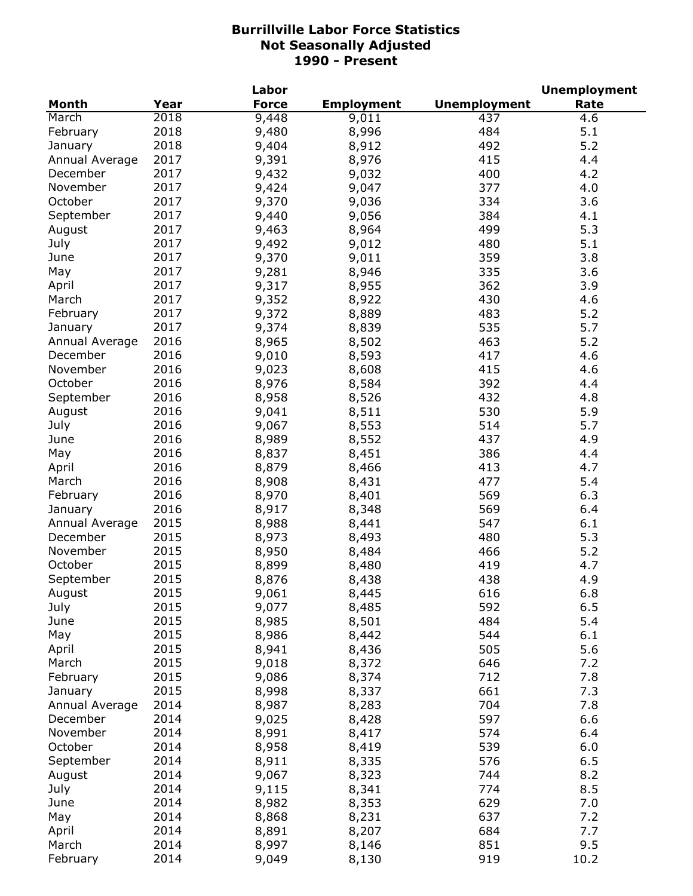**Burrillville Labor Force Statistics**
**Not Seasonally Adjusted**
**1990 - Present**

| Month | Year | Labor Force | Employment | Unemployment | Unemployment Rate |
|---|---|---|---|---|---|
| March | 2018 | 9,448 | 9,011 | 437 | 4.6 |
| February | 2018 | 9,480 | 8,996 | 484 | 5.1 |
| January | 2018 | 9,404 | 8,912 | 492 | 5.2 |
| Annual Average | 2017 | 9,391 | 8,976 | 415 | 4.4 |
| December | 2017 | 9,432 | 9,032 | 400 | 4.2 |
| November | 2017 | 9,424 | 9,047 | 377 | 4.0 |
| October | 2017 | 9,370 | 9,036 | 334 | 3.6 |
| September | 2017 | 9,440 | 9,056 | 384 | 4.1 |
| August | 2017 | 9,463 | 8,964 | 499 | 5.3 |
| July | 2017 | 9,492 | 9,012 | 480 | 5.1 |
| June | 2017 | 9,370 | 9,011 | 359 | 3.8 |
| May | 2017 | 9,281 | 8,946 | 335 | 3.6 |
| April | 2017 | 9,317 | 8,955 | 362 | 3.9 |
| March | 2017 | 9,352 | 8,922 | 430 | 4.6 |
| February | 2017 | 9,372 | 8,889 | 483 | 5.2 |
| January | 2017 | 9,374 | 8,839 | 535 | 5.7 |
| Annual Average | 2016 | 8,965 | 8,502 | 463 | 5.2 |
| December | 2016 | 9,010 | 8,593 | 417 | 4.6 |
| November | 2016 | 9,023 | 8,608 | 415 | 4.6 |
| October | 2016 | 8,976 | 8,584 | 392 | 4.4 |
| September | 2016 | 8,958 | 8,526 | 432 | 4.8 |
| August | 2016 | 9,041 | 8,511 | 530 | 5.9 |
| July | 2016 | 9,067 | 8,553 | 514 | 5.7 |
| June | 2016 | 8,989 | 8,552 | 437 | 4.9 |
| May | 2016 | 8,837 | 8,451 | 386 | 4.4 |
| April | 2016 | 8,879 | 8,466 | 413 | 4.7 |
| March | 2016 | 8,908 | 8,431 | 477 | 5.4 |
| February | 2016 | 8,970 | 8,401 | 569 | 6.3 |
| January | 2016 | 8,917 | 8,348 | 569 | 6.4 |
| Annual Average | 2015 | 8,988 | 8,441 | 547 | 6.1 |
| December | 2015 | 8,973 | 8,493 | 480 | 5.3 |
| November | 2015 | 8,950 | 8,484 | 466 | 5.2 |
| October | 2015 | 8,899 | 8,480 | 419 | 4.7 |
| September | 2015 | 8,876 | 8,438 | 438 | 4.9 |
| August | 2015 | 9,061 | 8,445 | 616 | 6.8 |
| July | 2015 | 9,077 | 8,485 | 592 | 6.5 |
| June | 2015 | 8,985 | 8,501 | 484 | 5.4 |
| May | 2015 | 8,986 | 8,442 | 544 | 6.1 |
| April | 2015 | 8,941 | 8,436 | 505 | 5.6 |
| March | 2015 | 9,018 | 8,372 | 646 | 7.2 |
| February | 2015 | 9,086 | 8,374 | 712 | 7.8 |
| January | 2015 | 8,998 | 8,337 | 661 | 7.3 |
| Annual Average | 2014 | 8,987 | 8,283 | 704 | 7.8 |
| December | 2014 | 9,025 | 8,428 | 597 | 6.6 |
| November | 2014 | 8,991 | 8,417 | 574 | 6.4 |
| October | 2014 | 8,958 | 8,419 | 539 | 6.0 |
| September | 2014 | 8,911 | 8,335 | 576 | 6.5 |
| August | 2014 | 9,067 | 8,323 | 744 | 8.2 |
| July | 2014 | 9,115 | 8,341 | 774 | 8.5 |
| June | 2014 | 8,982 | 8,353 | 629 | 7.0 |
| May | 2014 | 8,868 | 8,231 | 637 | 7.2 |
| April | 2014 | 8,891 | 8,207 | 684 | 7.7 |
| March | 2014 | 8,997 | 8,146 | 851 | 9.5 |
| February | 2014 | 9,049 | 8,130 | 919 | 10.2 |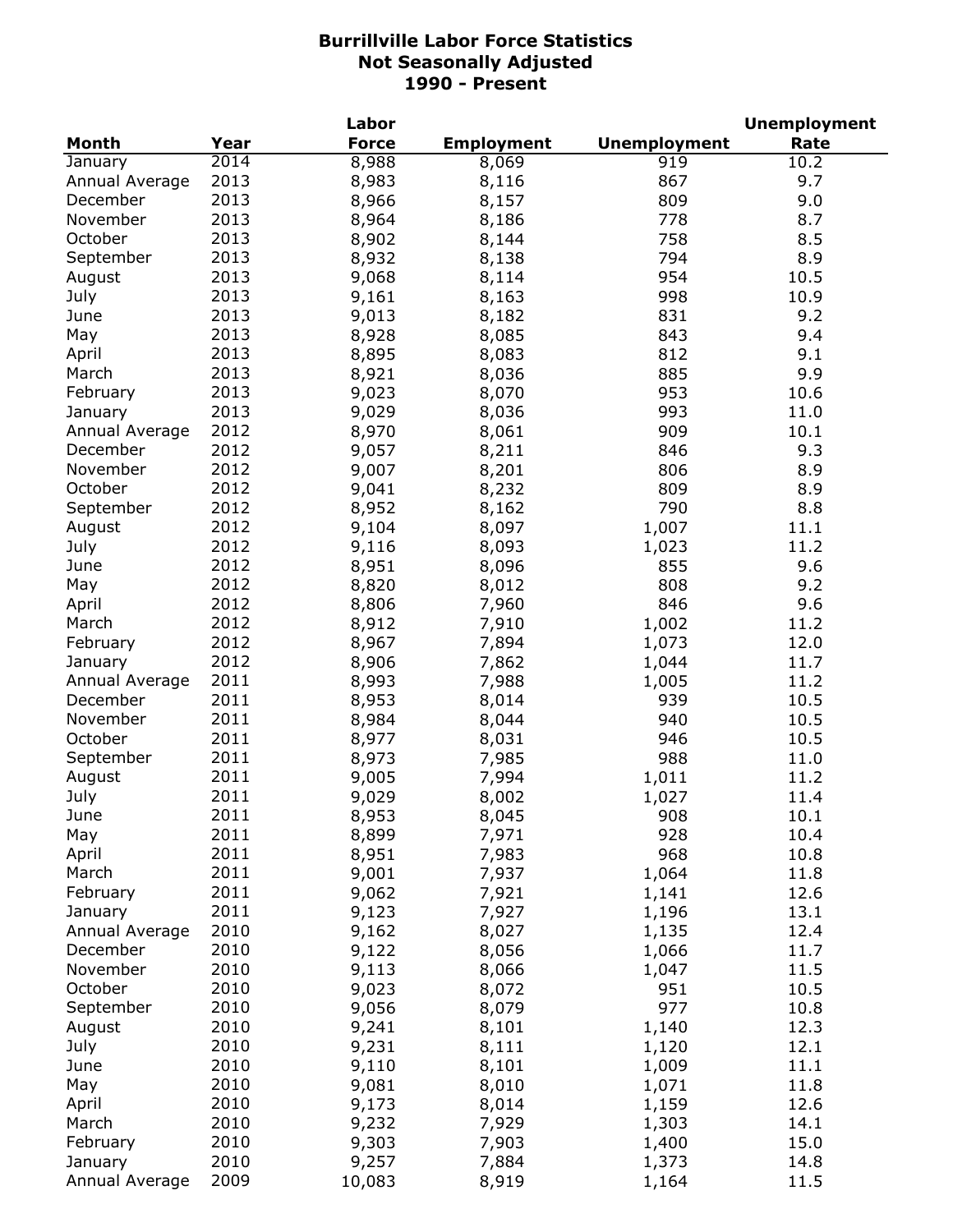**Burrillville Labor Force Statistics**
**Not Seasonally Adjusted**
**1990 - Present**

| Month | Year | Labor Force | Employment | Unemployment | Unemployment Rate |
|---|---|---|---|---|---|
| January | 2014 | 8,988 | 8,069 | 919 | 10.2 |
| Annual Average | 2013 | 8,983 | 8,116 | 867 | 9.7 |
| December | 2013 | 8,966 | 8,157 | 809 | 9.0 |
| November | 2013 | 8,964 | 8,186 | 778 | 8.7 |
| October | 2013 | 8,902 | 8,144 | 758 | 8.5 |
| September | 2013 | 8,932 | 8,138 | 794 | 8.9 |
| August | 2013 | 9,068 | 8,114 | 954 | 10.5 |
| July | 2013 | 9,161 | 8,163 | 998 | 10.9 |
| June | 2013 | 9,013 | 8,182 | 831 | 9.2 |
| May | 2013 | 8,928 | 8,085 | 843 | 9.4 |
| April | 2013 | 8,895 | 8,083 | 812 | 9.1 |
| March | 2013 | 8,921 | 8,036 | 885 | 9.9 |
| February | 2013 | 9,023 | 8,070 | 953 | 10.6 |
| January | 2013 | 9,029 | 8,036 | 993 | 11.0 |
| Annual Average | 2012 | 8,970 | 8,061 | 909 | 10.1 |
| December | 2012 | 9,057 | 8,211 | 846 | 9.3 |
| November | 2012 | 9,007 | 8,201 | 806 | 8.9 |
| October | 2012 | 9,041 | 8,232 | 809 | 8.9 |
| September | 2012 | 8,952 | 8,162 | 790 | 8.8 |
| August | 2012 | 9,104 | 8,097 | 1,007 | 11.1 |
| July | 2012 | 9,116 | 8,093 | 1,023 | 11.2 |
| June | 2012 | 8,951 | 8,096 | 855 | 9.6 |
| May | 2012 | 8,820 | 8,012 | 808 | 9.2 |
| April | 2012 | 8,806 | 7,960 | 846 | 9.6 |
| March | 2012 | 8,912 | 7,910 | 1,002 | 11.2 |
| February | 2012 | 8,967 | 7,894 | 1,073 | 12.0 |
| January | 2012 | 8,906 | 7,862 | 1,044 | 11.7 |
| Annual Average | 2011 | 8,993 | 7,988 | 1,005 | 11.2 |
| December | 2011 | 8,953 | 8,014 | 939 | 10.5 |
| November | 2011 | 8,984 | 8,044 | 940 | 10.5 |
| October | 2011 | 8,977 | 8,031 | 946 | 10.5 |
| September | 2011 | 8,973 | 7,985 | 988 | 11.0 |
| August | 2011 | 9,005 | 7,994 | 1,011 | 11.2 |
| July | 2011 | 9,029 | 8,002 | 1,027 | 11.4 |
| June | 2011 | 8,953 | 8,045 | 908 | 10.1 |
| May | 2011 | 8,899 | 7,971 | 928 | 10.4 |
| April | 2011 | 8,951 | 7,983 | 968 | 10.8 |
| March | 2011 | 9,001 | 7,937 | 1,064 | 11.8 |
| February | 2011 | 9,062 | 7,921 | 1,141 | 12.6 |
| January | 2011 | 9,123 | 7,927 | 1,196 | 13.1 |
| Annual Average | 2010 | 9,162 | 8,027 | 1,135 | 12.4 |
| December | 2010 | 9,122 | 8,056 | 1,066 | 11.7 |
| November | 2010 | 9,113 | 8,066 | 1,047 | 11.5 |
| October | 2010 | 9,023 | 8,072 | 951 | 10.5 |
| September | 2010 | 9,056 | 8,079 | 977 | 10.8 |
| August | 2010 | 9,241 | 8,101 | 1,140 | 12.3 |
| July | 2010 | 9,231 | 8,111 | 1,120 | 12.1 |
| June | 2010 | 9,110 | 8,101 | 1,009 | 11.1 |
| May | 2010 | 9,081 | 8,010 | 1,071 | 11.8 |
| April | 2010 | 9,173 | 8,014 | 1,159 | 12.6 |
| March | 2010 | 9,232 | 7,929 | 1,303 | 14.1 |
| February | 2010 | 9,303 | 7,903 | 1,400 | 15.0 |
| January | 2010 | 9,257 | 7,884 | 1,373 | 14.8 |
| Annual Average | 2009 | 10,083 | 8,919 | 1,164 | 11.5 |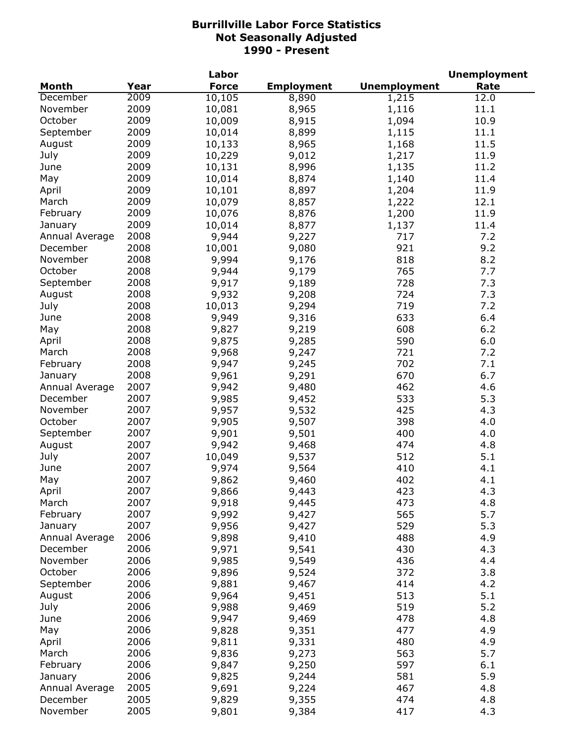# Burrillville Labor Force Statistics
## Not Seasonally Adjusted
## 1990 - Present

| Month | Year | Labor Force | Employment | Unemployment | Unemployment Rate |
|---|---|---|---|---|---|
| December | 2009 | 10,105 | 8,890 | 1,215 | 12.0 |
| November | 2009 | 10,081 | 8,965 | 1,116 | 11.1 |
| October | 2009 | 10,009 | 8,915 | 1,094 | 10.9 |
| September | 2009 | 10,014 | 8,899 | 1,115 | 11.1 |
| August | 2009 | 10,133 | 8,965 | 1,168 | 11.5 |
| July | 2009 | 10,229 | 9,012 | 1,217 | 11.9 |
| June | 2009 | 10,131 | 8,996 | 1,135 | 11.2 |
| May | 2009 | 10,014 | 8,874 | 1,140 | 11.4 |
| April | 2009 | 10,101 | 8,897 | 1,204 | 11.9 |
| March | 2009 | 10,079 | 8,857 | 1,222 | 12.1 |
| February | 2009 | 10,076 | 8,876 | 1,200 | 11.9 |
| January | 2009 | 10,014 | 8,877 | 1,137 | 11.4 |
| Annual Average | 2008 | 9,944 | 9,227 | 717 | 7.2 |
| December | 2008 | 10,001 | 9,080 | 921 | 9.2 |
| November | 2008 | 9,994 | 9,176 | 818 | 8.2 |
| October | 2008 | 9,944 | 9,179 | 765 | 7.7 |
| September | 2008 | 9,917 | 9,189 | 728 | 7.3 |
| August | 2008 | 9,932 | 9,208 | 724 | 7.3 |
| July | 2008 | 10,013 | 9,294 | 719 | 7.2 |
| June | 2008 | 9,949 | 9,316 | 633 | 6.4 |
| May | 2008 | 9,827 | 9,219 | 608 | 6.2 |
| April | 2008 | 9,875 | 9,285 | 590 | 6.0 |
| March | 2008 | 9,968 | 9,247 | 721 | 7.2 |
| February | 2008 | 9,947 | 9,245 | 702 | 7.1 |
| January | 2008 | 9,961 | 9,291 | 670 | 6.7 |
| Annual Average | 2007 | 9,942 | 9,480 | 462 | 4.6 |
| December | 2007 | 9,985 | 9,452 | 533 | 5.3 |
| November | 2007 | 9,957 | 9,532 | 425 | 4.3 |
| October | 2007 | 9,905 | 9,507 | 398 | 4.0 |
| September | 2007 | 9,901 | 9,501 | 400 | 4.0 |
| August | 2007 | 9,942 | 9,468 | 474 | 4.8 |
| July | 2007 | 10,049 | 9,537 | 512 | 5.1 |
| June | 2007 | 9,974 | 9,564 | 410 | 4.1 |
| May | 2007 | 9,862 | 9,460 | 402 | 4.1 |
| April | 2007 | 9,866 | 9,443 | 423 | 4.3 |
| March | 2007 | 9,918 | 9,445 | 473 | 4.8 |
| February | 2007 | 9,992 | 9,427 | 565 | 5.7 |
| January | 2007 | 9,956 | 9,427 | 529 | 5.3 |
| Annual Average | 2006 | 9,898 | 9,410 | 488 | 4.9 |
| December | 2006 | 9,971 | 9,541 | 430 | 4.3 |
| November | 2006 | 9,985 | 9,549 | 436 | 4.4 |
| October | 2006 | 9,896 | 9,524 | 372 | 3.8 |
| September | 2006 | 9,881 | 9,467 | 414 | 4.2 |
| August | 2006 | 9,964 | 9,451 | 513 | 5.1 |
| July | 2006 | 9,988 | 9,469 | 519 | 5.2 |
| June | 2006 | 9,947 | 9,469 | 478 | 4.8 |
| May | 2006 | 9,828 | 9,351 | 477 | 4.9 |
| April | 2006 | 9,811 | 9,331 | 480 | 4.9 |
| March | 2006 | 9,836 | 9,273 | 563 | 5.7 |
| February | 2006 | 9,847 | 9,250 | 597 | 6.1 |
| January | 2006 | 9,825 | 9,244 | 581 | 5.9 |
| Annual Average | 2005 | 9,691 | 9,224 | 467 | 4.8 |
| December | 2005 | 9,829 | 9,355 | 474 | 4.8 |
| November | 2005 | 9,801 | 9,384 | 417 | 4.3 |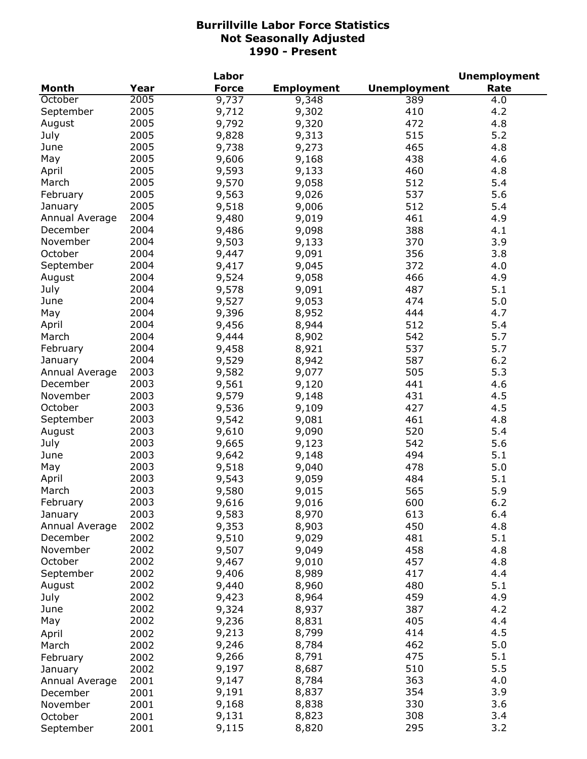# Burrillville Labor Force Statistics
## Not Seasonally Adjusted
## 1990 - Present

| Month | Year | Labor Force | Employment | Unemployment | Unemployment Rate |
|---|---|---|---|---|---|
| October | 2005 | 9,737 | 9,348 | 389 | 4.0 |
| September | 2005 | 9,712 | 9,302 | 410 | 4.2 |
| August | 2005 | 9,792 | 9,320 | 472 | 4.8 |
| July | 2005 | 9,828 | 9,313 | 515 | 5.2 |
| June | 2005 | 9,738 | 9,273 | 465 | 4.8 |
| May | 2005 | 9,606 | 9,168 | 438 | 4.6 |
| April | 2005 | 9,593 | 9,133 | 460 | 4.8 |
| March | 2005 | 9,570 | 9,058 | 512 | 5.4 |
| February | 2005 | 9,563 | 9,026 | 537 | 5.6 |
| January | 2005 | 9,518 | 9,006 | 512 | 5.4 |
| Annual Average | 2004 | 9,480 | 9,019 | 461 | 4.9 |
| December | 2004 | 9,486 | 9,098 | 388 | 4.1 |
| November | 2004 | 9,503 | 9,133 | 370 | 3.9 |
| October | 2004 | 9,447 | 9,091 | 356 | 3.8 |
| September | 2004 | 9,417 | 9,045 | 372 | 4.0 |
| August | 2004 | 9,524 | 9,058 | 466 | 4.9 |
| July | 2004 | 9,578 | 9,091 | 487 | 5.1 |
| June | 2004 | 9,527 | 9,053 | 474 | 5.0 |
| May | 2004 | 9,396 | 8,952 | 444 | 4.7 |
| April | 2004 | 9,456 | 8,944 | 512 | 5.4 |
| March | 2004 | 9,444 | 8,902 | 542 | 5.7 |
| February | 2004 | 9,458 | 8,921 | 537 | 5.7 |
| January | 2004 | 9,529 | 8,942 | 587 | 6.2 |
| Annual Average | 2003 | 9,582 | 9,077 | 505 | 5.3 |
| December | 2003 | 9,561 | 9,120 | 441 | 4.6 |
| November | 2003 | 9,579 | 9,148 | 431 | 4.5 |
| October | 2003 | 9,536 | 9,109 | 427 | 4.5 |
| September | 2003 | 9,542 | 9,081 | 461 | 4.8 |
| August | 2003 | 9,610 | 9,090 | 520 | 5.4 |
| July | 2003 | 9,665 | 9,123 | 542 | 5.6 |
| June | 2003 | 9,642 | 9,148 | 494 | 5.1 |
| May | 2003 | 9,518 | 9,040 | 478 | 5.0 |
| April | 2003 | 9,543 | 9,059 | 484 | 5.1 |
| March | 2003 | 9,580 | 9,015 | 565 | 5.9 |
| February | 2003 | 9,616 | 9,016 | 600 | 6.2 |
| January | 2003 | 9,583 | 8,970 | 613 | 6.4 |
| Annual Average | 2002 | 9,353 | 8,903 | 450 | 4.8 |
| December | 2002 | 9,510 | 9,029 | 481 | 5.1 |
| November | 2002 | 9,507 | 9,049 | 458 | 4.8 |
| October | 2002 | 9,467 | 9,010 | 457 | 4.8 |
| September | 2002 | 9,406 | 8,989 | 417 | 4.4 |
| August | 2002 | 9,440 | 8,960 | 480 | 5.1 |
| July | 2002 | 9,423 | 8,964 | 459 | 4.9 |
| June | 2002 | 9,324 | 8,937 | 387 | 4.2 |
| May | 2002 | 9,236 | 8,831 | 405 | 4.4 |
| April | 2002 | 9,213 | 8,799 | 414 | 4.5 |
| March | 2002 | 9,246 | 8,784 | 462 | 5.0 |
| February | 2002 | 9,266 | 8,791 | 475 | 5.1 |
| January | 2002 | 9,197 | 8,687 | 510 | 5.5 |
| Annual Average | 2001 | 9,147 | 8,784 | 363 | 4.0 |
| December | 2001 | 9,191 | 8,837 | 354 | 3.9 |
| November | 2001 | 9,168 | 8,838 | 330 | 3.6 |
| October | 2001 | 9,131 | 8,823 | 308 | 3.4 |
| September | 2001 | 9,115 | 8,820 | 295 | 3.2 |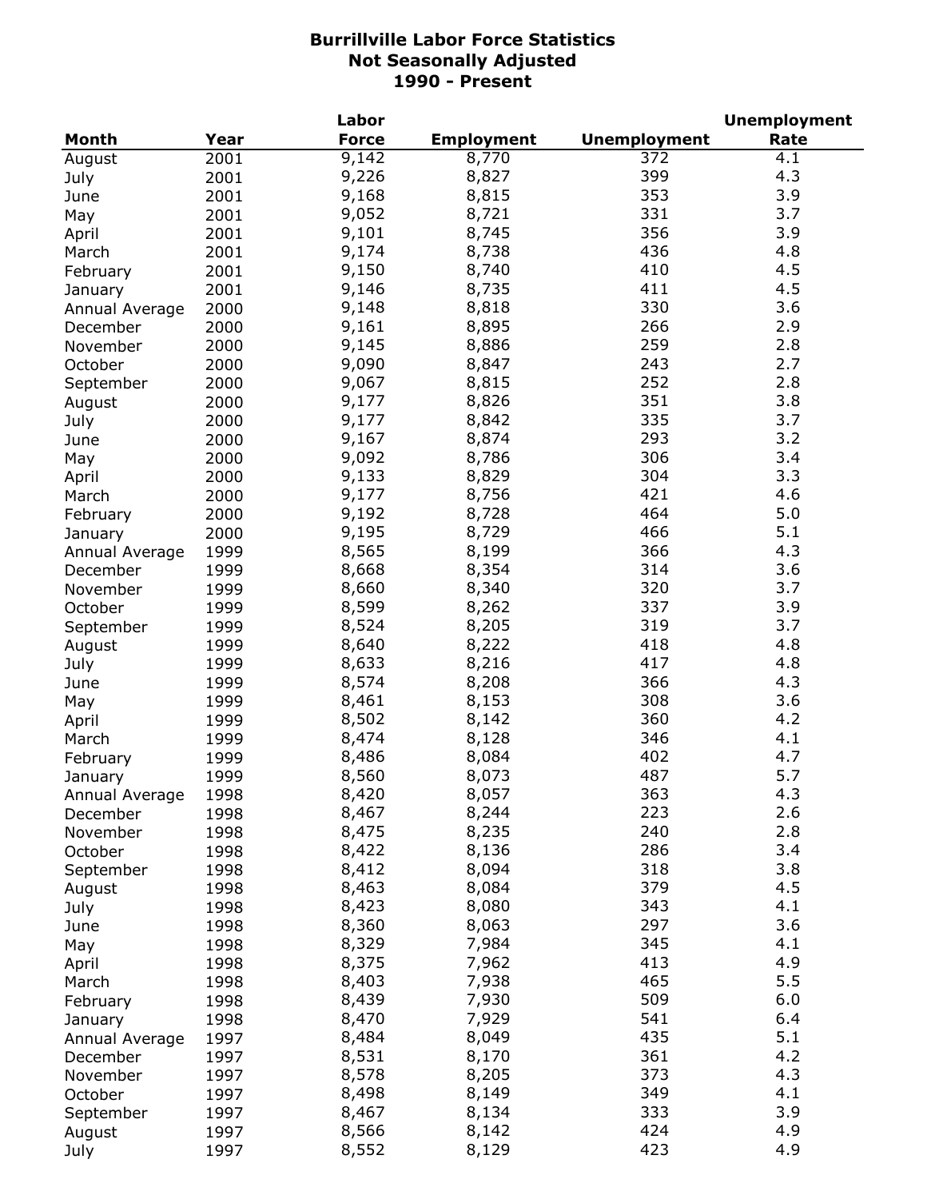**Burrillville Labor Force Statistics**
**Not Seasonally Adjusted**
**1990 - Present**

| Month | Year | Labor Force | Employment | Unemployment | Unemployment Rate |
|---|---|---|---|---|---|
| August | 2001 | 9,142 | 8,770 | 372 | 4.1 |
| July | 2001 | 9,226 | 8,827 | 399 | 4.3 |
| June | 2001 | 9,168 | 8,815 | 353 | 3.9 |
| May | 2001 | 9,052 | 8,721 | 331 | 3.7 |
| April | 2001 | 9,101 | 8,745 | 356 | 3.9 |
| March | 2001 | 9,174 | 8,738 | 436 | 4.8 |
| February | 2001 | 9,150 | 8,740 | 410 | 4.5 |
| January | 2001 | 9,146 | 8,735 | 411 | 4.5 |
| Annual Average | 2000 | 9,148 | 8,818 | 330 | 3.6 |
| December | 2000 | 9,161 | 8,895 | 266 | 2.9 |
| November | 2000 | 9,145 | 8,886 | 259 | 2.8 |
| October | 2000 | 9,090 | 8,847 | 243 | 2.7 |
| September | 2000 | 9,067 | 8,815 | 252 | 2.8 |
| August | 2000 | 9,177 | 8,826 | 351 | 3.8 |
| July | 2000 | 9,177 | 8,842 | 335 | 3.7 |
| June | 2000 | 9,167 | 8,874 | 293 | 3.2 |
| May | 2000 | 9,092 | 8,786 | 306 | 3.4 |
| April | 2000 | 9,133 | 8,829 | 304 | 3.3 |
| March | 2000 | 9,177 | 8,756 | 421 | 4.6 |
| February | 2000 | 9,192 | 8,728 | 464 | 5.0 |
| January | 2000 | 9,195 | 8,729 | 466 | 5.1 |
| Annual Average | 1999 | 8,565 | 8,199 | 366 | 4.3 |
| December | 1999 | 8,668 | 8,354 | 314 | 3.6 |
| November | 1999 | 8,660 | 8,340 | 320 | 3.7 |
| October | 1999 | 8,599 | 8,262 | 337 | 3.9 |
| September | 1999 | 8,524 | 8,205 | 319 | 3.7 |
| August | 1999 | 8,640 | 8,222 | 418 | 4.8 |
| July | 1999 | 8,633 | 8,216 | 417 | 4.8 |
| June | 1999 | 8,574 | 8,208 | 366 | 4.3 |
| May | 1999 | 8,461 | 8,153 | 308 | 3.6 |
| April | 1999 | 8,502 | 8,142 | 360 | 4.2 |
| March | 1999 | 8,474 | 8,128 | 346 | 4.1 |
| February | 1999 | 8,486 | 8,084 | 402 | 4.7 |
| January | 1999 | 8,560 | 8,073 | 487 | 5.7 |
| Annual Average | 1998 | 8,420 | 8,057 | 363 | 4.3 |
| December | 1998 | 8,467 | 8,244 | 223 | 2.6 |
| November | 1998 | 8,475 | 8,235 | 240 | 2.8 |
| October | 1998 | 8,422 | 8,136 | 286 | 3.4 |
| September | 1998 | 8,412 | 8,094 | 318 | 3.8 |
| August | 1998 | 8,463 | 8,084 | 379 | 4.5 |
| July | 1998 | 8,423 | 8,080 | 343 | 4.1 |
| June | 1998 | 8,360 | 8,063 | 297 | 3.6 |
| May | 1998 | 8,329 | 7,984 | 345 | 4.1 |
| April | 1998 | 8,375 | 7,962 | 413 | 4.9 |
| March | 1998 | 8,403 | 7,938 | 465 | 5.5 |
| February | 1998 | 8,439 | 7,930 | 509 | 6.0 |
| January | 1998 | 8,470 | 7,929 | 541 | 6.4 |
| Annual Average | 1997 | 8,484 | 8,049 | 435 | 5.1 |
| December | 1997 | 8,531 | 8,170 | 361 | 4.2 |
| November | 1997 | 8,578 | 8,205 | 373 | 4.3 |
| October | 1997 | 8,498 | 8,149 | 349 | 4.1 |
| September | 1997 | 8,467 | 8,134 | 333 | 3.9 |
| August | 1997 | 8,566 | 8,142 | 424 | 4.9 |
| July | 1997 | 8,552 | 8,129 | 423 | 4.9 |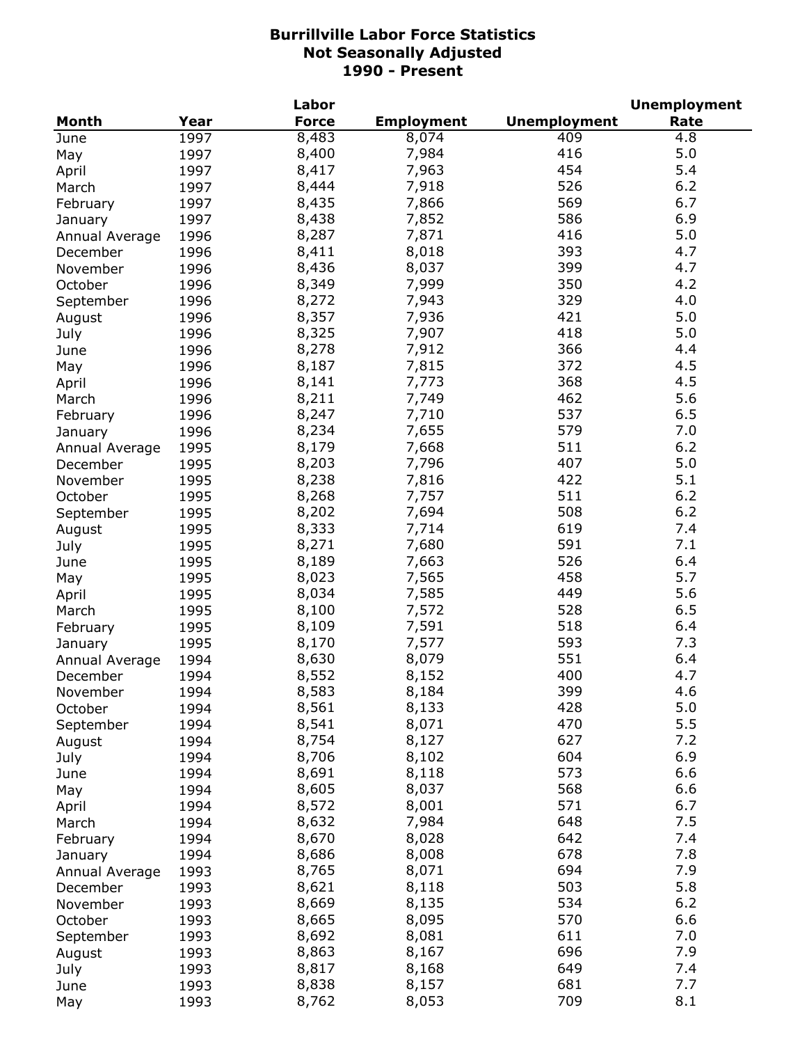# Burrillville Labor Force Statistics
## Not Seasonally Adjusted
## 1990 - Present

| Month | Year | Labor Force | Employment | Unemployment | Unemployment Rate |
|---|---|---|---|---|---|
| June | 1997 | 8,483 | 8,074 | 409 | 4.8 |
| May | 1997 | 8,400 | 7,984 | 416 | 5.0 |
| April | 1997 | 8,417 | 7,963 | 454 | 5.4 |
| March | 1997 | 8,444 | 7,918 | 526 | 6.2 |
| February | 1997 | 8,435 | 7,866 | 569 | 6.7 |
| January | 1997 | 8,438 | 7,852 | 586 | 6.9 |
| Annual Average | 1996 | 8,287 | 7,871 | 416 | 5.0 |
| December | 1996 | 8,411 | 8,018 | 393 | 4.7 |
| November | 1996 | 8,436 | 8,037 | 399 | 4.7 |
| October | 1996 | 8,349 | 7,999 | 350 | 4.2 |
| September | 1996 | 8,272 | 7,943 | 329 | 4.0 |
| August | 1996 | 8,357 | 7,936 | 421 | 5.0 |
| July | 1996 | 8,325 | 7,907 | 418 | 5.0 |
| June | 1996 | 8,278 | 7,912 | 366 | 4.4 |
| May | 1996 | 8,187 | 7,815 | 372 | 4.5 |
| April | 1996 | 8,141 | 7,773 | 368 | 4.5 |
| March | 1996 | 8,211 | 7,749 | 462 | 5.6 |
| February | 1996 | 8,247 | 7,710 | 537 | 6.5 |
| January | 1996 | 8,234 | 7,655 | 579 | 7.0 |
| Annual Average | 1995 | 8,179 | 7,668 | 511 | 6.2 |
| December | 1995 | 8,203 | 7,796 | 407 | 5.0 |
| November | 1995 | 8,238 | 7,816 | 422 | 5.1 |
| October | 1995 | 8,268 | 7,757 | 511 | 6.2 |
| September | 1995 | 8,202 | 7,694 | 508 | 6.2 |
| August | 1995 | 8,333 | 7,714 | 619 | 7.4 |
| July | 1995 | 8,271 | 7,680 | 591 | 7.1 |
| June | 1995 | 8,189 | 7,663 | 526 | 6.4 |
| May | 1995 | 8,023 | 7,565 | 458 | 5.7 |
| April | 1995 | 8,034 | 7,585 | 449 | 5.6 |
| March | 1995 | 8,100 | 7,572 | 528 | 6.5 |
| February | 1995 | 8,109 | 7,591 | 518 | 6.4 |
| January | 1995 | 8,170 | 7,577 | 593 | 7.3 |
| Annual Average | 1994 | 8,630 | 8,079 | 551 | 6.4 |
| December | 1994 | 8,552 | 8,152 | 400 | 4.7 |
| November | 1994 | 8,583 | 8,184 | 399 | 4.6 |
| October | 1994 | 8,561 | 8,133 | 428 | 5.0 |
| September | 1994 | 8,541 | 8,071 | 470 | 5.5 |
| August | 1994 | 8,754 | 8,127 | 627 | 7.2 |
| July | 1994 | 8,706 | 8,102 | 604 | 6.9 |
| June | 1994 | 8,691 | 8,118 | 573 | 6.6 |
| May | 1994 | 8,605 | 8,037 | 568 | 6.6 |
| April | 1994 | 8,572 | 8,001 | 571 | 6.7 |
| March | 1994 | 8,632 | 7,984 | 648 | 7.5 |
| February | 1994 | 8,670 | 8,028 | 642 | 7.4 |
| January | 1994 | 8,686 | 8,008 | 678 | 7.8 |
| Annual Average | 1993 | 8,765 | 8,071 | 694 | 7.9 |
| December | 1993 | 8,621 | 8,118 | 503 | 5.8 |
| November | 1993 | 8,669 | 8,135 | 534 | 6.2 |
| October | 1993 | 8,665 | 8,095 | 570 | 6.6 |
| September | 1993 | 8,692 | 8,081 | 611 | 7.0 |
| August | 1993 | 8,863 | 8,167 | 696 | 7.9 |
| July | 1993 | 8,817 | 8,168 | 649 | 7.4 |
| June | 1993 | 8,838 | 8,157 | 681 | 7.7 |
| May | 1993 | 8,762 | 8,053 | 709 | 8.1 |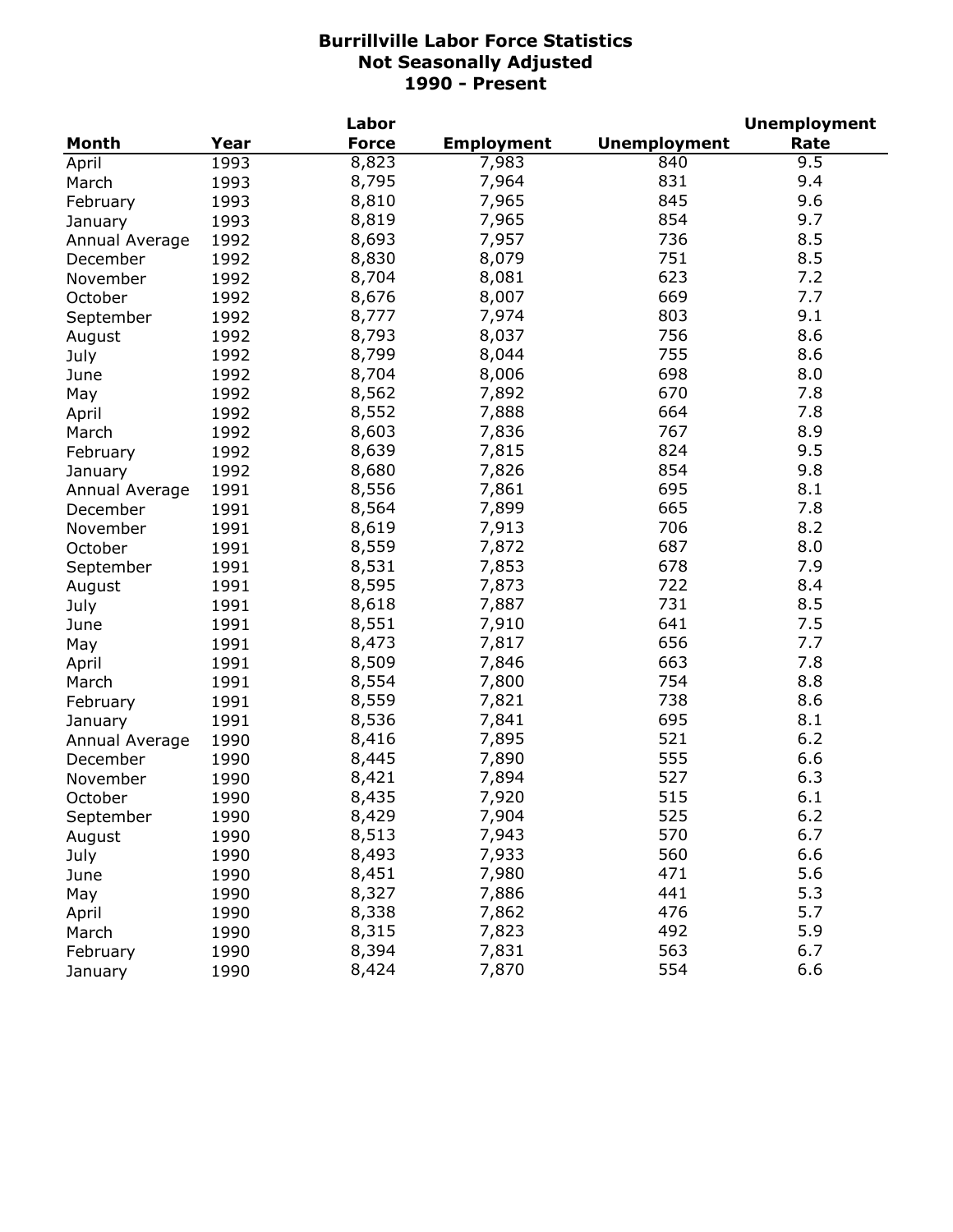**Burrillville Labor Force Statistics**
**Not Seasonally Adjusted**
**1990 - Present**

| Month | Year | Labor Force | Employment | Unemployment | Unemployment Rate |
|---|---|---|---|---|---|
| April | 1993 | 8,823 | 7,983 | 840 | 9.5 |
| March | 1993 | 8,795 | 7,964 | 831 | 9.4 |
| February | 1993 | 8,810 | 7,965 | 845 | 9.6 |
| January | 1993 | 8,819 | 7,965 | 854 | 9.7 |
| Annual Average | 1992 | 8,693 | 7,957 | 736 | 8.5 |
| December | 1992 | 8,830 | 8,079 | 751 | 8.5 |
| November | 1992 | 8,704 | 8,081 | 623 | 7.2 |
| October | 1992 | 8,676 | 8,007 | 669 | 7.7 |
| September | 1992 | 8,777 | 7,974 | 803 | 9.1 |
| August | 1992 | 8,793 | 8,037 | 756 | 8.6 |
| July | 1992 | 8,799 | 8,044 | 755 | 8.6 |
| June | 1992 | 8,704 | 8,006 | 698 | 8.0 |
| May | 1992 | 8,562 | 7,892 | 670 | 7.8 |
| April | 1992 | 8,552 | 7,888 | 664 | 7.8 |
| March | 1992 | 8,603 | 7,836 | 767 | 8.9 |
| February | 1992 | 8,639 | 7,815 | 824 | 9.5 |
| January | 1992 | 8,680 | 7,826 | 854 | 9.8 |
| Annual Average | 1991 | 8,556 | 7,861 | 695 | 8.1 |
| December | 1991 | 8,564 | 7,899 | 665 | 7.8 |
| November | 1991 | 8,619 | 7,913 | 706 | 8.2 |
| October | 1991 | 8,559 | 7,872 | 687 | 8.0 |
| September | 1991 | 8,531 | 7,853 | 678 | 7.9 |
| August | 1991 | 8,595 | 7,873 | 722 | 8.4 |
| July | 1991 | 8,618 | 7,887 | 731 | 8.5 |
| June | 1991 | 8,551 | 7,910 | 641 | 7.5 |
| May | 1991 | 8,473 | 7,817 | 656 | 7.7 |
| April | 1991 | 8,509 | 7,846 | 663 | 7.8 |
| March | 1991 | 8,554 | 7,800 | 754 | 8.8 |
| February | 1991 | 8,559 | 7,821 | 738 | 8.6 |
| January | 1991 | 8,536 | 7,841 | 695 | 8.1 |
| Annual Average | 1990 | 8,416 | 7,895 | 521 | 6.2 |
| December | 1990 | 8,445 | 7,890 | 555 | 6.6 |
| November | 1990 | 8,421 | 7,894 | 527 | 6.3 |
| October | 1990 | 8,435 | 7,920 | 515 | 6.1 |
| September | 1990 | 8,429 | 7,904 | 525 | 6.2 |
| August | 1990 | 8,513 | 7,943 | 570 | 6.7 |
| July | 1990 | 8,493 | 7,933 | 560 | 6.6 |
| June | 1990 | 8,451 | 7,980 | 471 | 5.6 |
| May | 1990 | 8,327 | 7,886 | 441 | 5.3 |
| April | 1990 | 8,338 | 7,862 | 476 | 5.7 |
| March | 1990 | 8,315 | 7,823 | 492 | 5.9 |
| February | 1990 | 8,394 | 7,831 | 563 | 6.7 |
| January | 1990 | 8,424 | 7,870 | 554 | 6.6 |